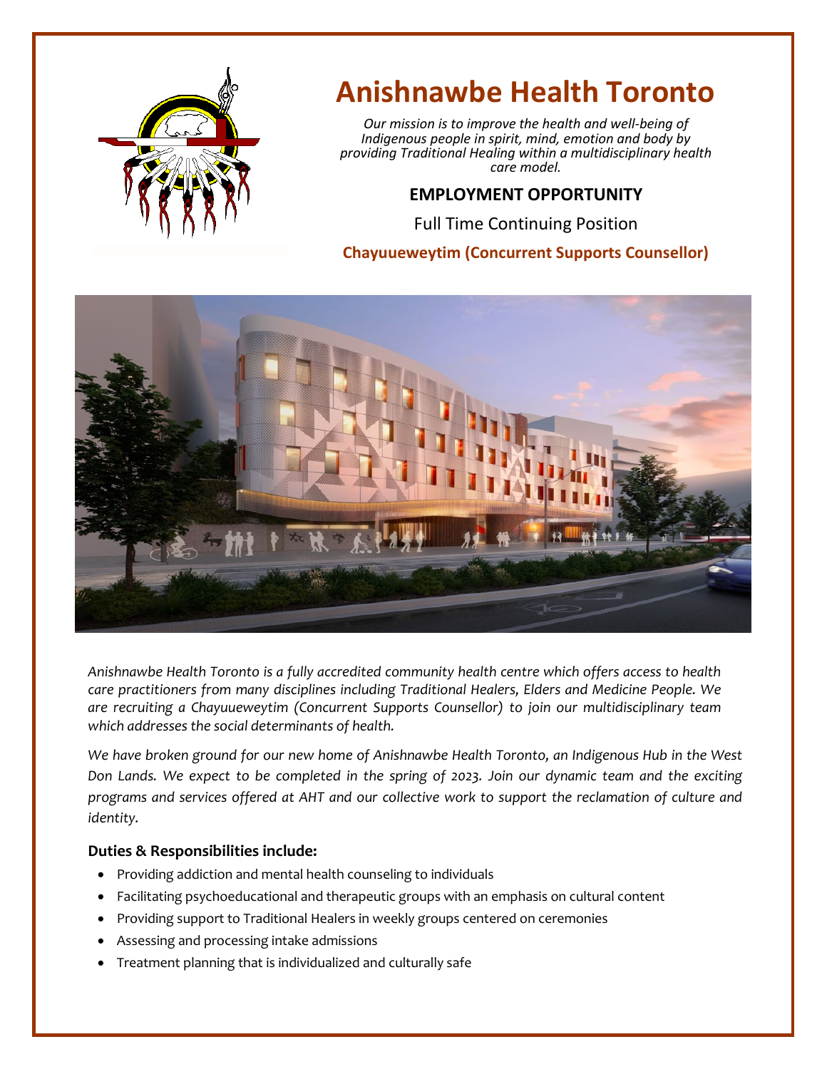# Anishnawbe Health Toronto

*Our mission is to improve the health and well-being of Indigenous people in spirit, mind, emotion and body by providing Traditional Healing within a multidisciplinary health care model.*

## EMPLOYMENT OPPORTUNITY

Full Time Continuing Position

**Chayuueweytim (Concurrent Supports Counsellor)**

*Anishnawbe Health Toronto is a fully accredited community health centre which offers access to health care practitioners from many disciplines including Traditional Healers, Elders and Medicine People. We are recruiting a Chayuueweytim (Concurrent Supports Counsellor) to join our multidisciplinary team which addresses the social determinants of health.*

*We have broken ground for our new home of Anishnawbe Health Toronto, an Indigenous Hub in the West Don Lands. We expect to be completed in the spring of 2023. Join our dynamic team and the exciting programs and services offered at AHT and our collective work to support the reclamation of culture and identity.*

**Duties & Responsibilities include:**

- Providing addiction and mental health counseling to individuals
- Facilitating psychoeducational and therapeutic groups with an emphasis on cultural content
- Providing support to Traditional Healers in weekly groups centered on ceremonies
- Assessing and processing intake admissions
- Treatment planning that is individualized and culturally safe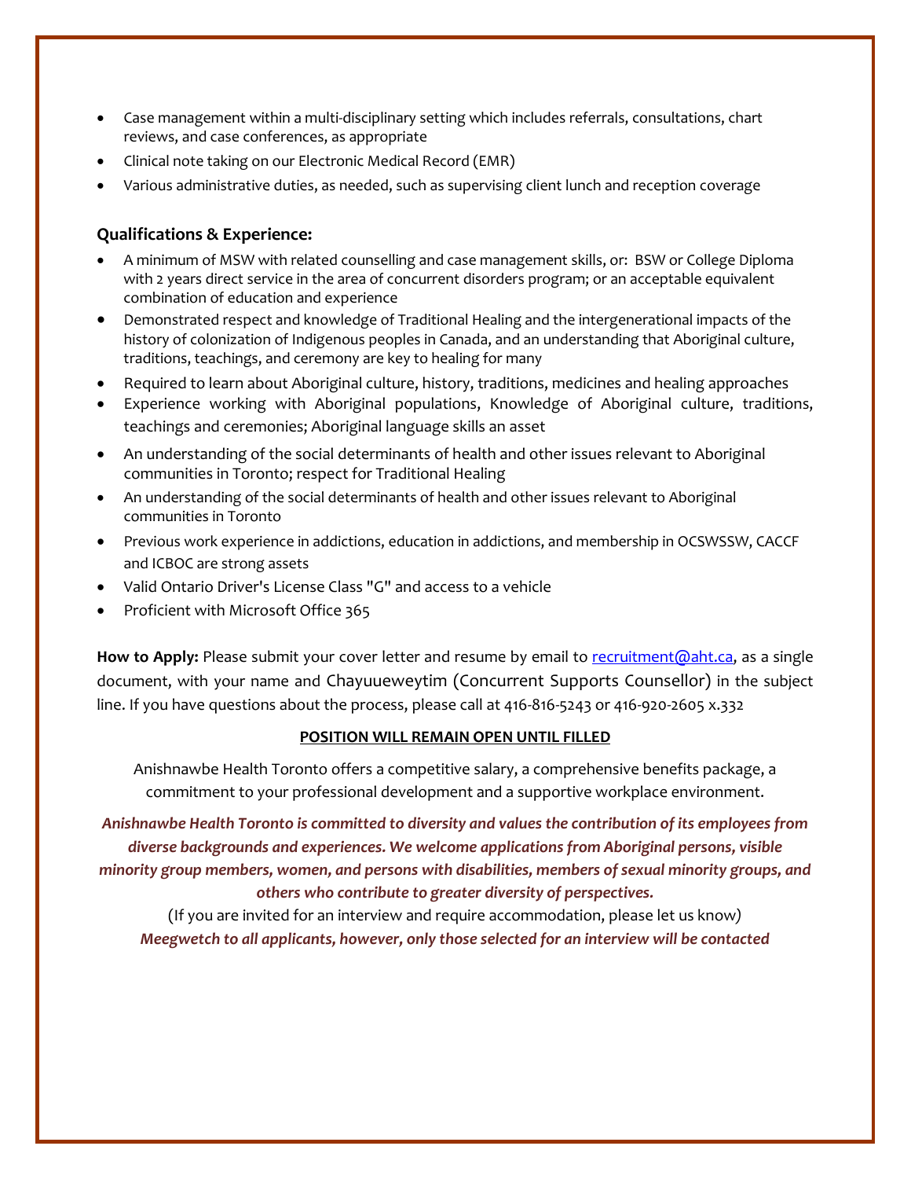- Case management within a multi-disciplinary setting which includes referrals, consultations, chart reviews, and case conferences, as appropriate
- Clinical note taking on our Electronic Medical Record (EMR)
- Various administrative duties, as needed, such as supervising client lunch and reception coverage

### Qualifications & Experience:

- A minimum of MSW with related counselling and case management skills, or: BSW or College Diploma with 2 years direct service in the area of concurrent disorders program; or an acceptable equivalent combination of education and experience
- Demonstrated respect and knowledge of Traditional Healing and the intergenerational impacts of the history of colonization of Indigenous peoples in Canada, and an understanding that Aboriginal culture, traditions, teachings, and ceremony are key to healing for many
- Required to learn about Aboriginal culture, history, traditions, medicines and healing approaches
- Experience working with Aboriginal populations, Knowledge of Aboriginal culture, traditions, teachings and ceremonies; Aboriginal language skills an asset
- An understanding of the social determinants of health and other issues relevant to Aboriginal communities in Toronto; respect for Traditional Healing
- An understanding of the social determinants of health and other issues relevant to Aboriginal communities in Toronto
- Previous work experience in addictions, education in addictions, and membership in OCSWSSW, CACCF and ICBOC are strong assets
- Valid Ontario Driver's License Class "G" and access to a vehicle
- Proficient with Microsoft Office 365

**How to Apply:** Please submit your cover letter and resume by email to recruitment@aht.ca, as a single document, with your name and Chayuueweytim (Concurrent Supports Counsellor) in the subject line. If you have questions about the process, please call at 416-816-5243 or 416-920-2605 x.332

**POSITION WILL REMAIN OPEN UNTIL FILLED**

Anishnawbe Health Toronto offers a competitive salary, a comprehensive benefits package, a commitment to your professional development and a supportive workplace environment.

***Anishnawbe Health Toronto is committed to diversity and values the contribution of its employees from diverse backgrounds and experiences. We welcome applications from Aboriginal persons, visible minority group members, women, and persons with disabilities, members of sexual minority groups, and others who contribute to greater diversity of perspectives.***

(If you are invited for an interview and require accommodation, please let us know)

***Meegwetch to all applicants, however, only those selected for an interview will be contacted***